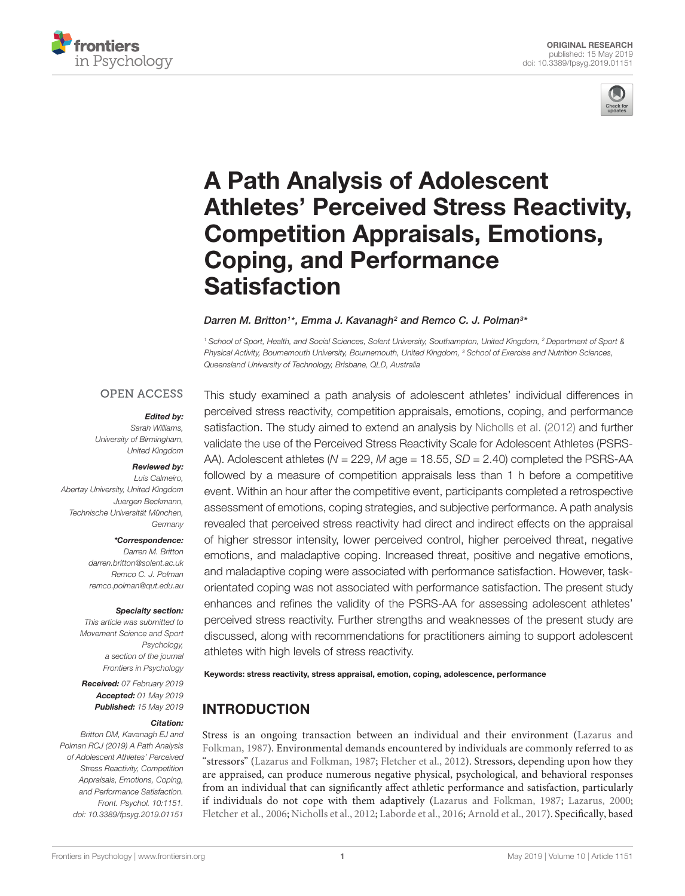ORIGINAL RESEARCH
published: 15 May 2019
doi: 10.3389/fpsyg.2019.01151

# A Path Analysis of Adolescent Athletes' Perceived Stress Reactivity, Competition Appraisals, Emotions, Coping, and Performance Satisfaction

*Darren M. Britton[1]\*, Emma J. Kavanagh[2] and Remco C. J. Polman[3]\**

[1] School of Sport, Health, and Social Sciences, Solent University, Southampton, United Kingdom, [2] Department of Sport & Physical Activity, Bournemouth University, Bournemouth, United Kingdom, [3] School of Exercise and Nutrition Sciences, Queensland University of Technology, Brisbane, QLD, Australia

OPEN ACCESS

***Edited by:***
Sarah Williams,
University of Birmingham,
United Kingdom

***Reviewed by:***
Luis Calmeiro,
Abertay University, United Kingdom
Juergen Beckmann,
Technische Universität München,
Germany

***\*Correspondence:***
Darren M. Britton
darren.britton@solent.ac.uk
Remco C. J. Polman
remco.polman@qut.edu.au

***Specialty section:***
This article was submitted to
Movement Science and Sport
Psychology,
a section of the journal
Frontiers in Psychology

***Received:*** 07 February 2019
***Accepted:*** 01 May 2019
***Published:*** 15 May 2019

***Citation:***
Britton DM, Kavanagh EJ and
Polman RCJ (2019) A Path Analysis
of Adolescent Athletes' Perceived
Stress Reactivity, Competition
Appraisals, Emotions, Coping,
and Performance Satisfaction.
Front. Psychol. 10:1151.
doi: 10.3389/fpsyg.2019.01151

This study examined a path analysis of adolescent athletes' individual differences in perceived stress reactivity, competition appraisals, emotions, coping, and performance satisfaction. The study aimed to extend an analysis by Nicholls et al. (2012) and further validate the use of the Perceived Stress Reactivity Scale for Adolescent Athletes (PSRS-AA). Adolescent athletes ($N$ = 229, $M$ age = 18.55, $SD$ = 2.40) completed the PSRS-AA followed by a measure of competition appraisals less than 1 h before a competitive event. Within an hour after the competitive event, participants completed a retrospective assessment of emotions, coping strategies, and subjective performance. A path analysis revealed that perceived stress reactivity had direct and indirect effects on the appraisal of higher stressor intensity, lower perceived control, higher perceived threat, negative emotions, and maladaptive coping. Increased threat, positive and negative emotions, and maladaptive coping were associated with performance satisfaction. However, task-orientated coping was not associated with performance satisfaction. The present study enhances and refines the validity of the PSRS-AA for assessing adolescent athletes' perceived stress reactivity. Further strengths and weaknesses of the present study are discussed, along with recommendations for practitioners aiming to support adolescent athletes with high levels of stress reactivity.

**Keywords: stress reactivity, stress appraisal, emotion, coping, adolescence, performance**

## INTRODUCTION

Stress is an ongoing transaction between an individual and their environment (Lazarus and Folkman, 1987). Environmental demands encountered by individuals are commonly referred to as "stressors" (Lazarus and Folkman, 1987; Fletcher et al., 2012). Stressors, depending upon how they are appraised, can produce numerous negative physical, psychological, and behavioral responses from an individual that can significantly affect athletic performance and satisfaction, particularly if individuals do not cope with them adaptively (Lazarus and Folkman, 1987; Lazarus, 2000; Fletcher et al., 2006; Nicholls et al., 2012; Laborde et al., 2016; Arnold et al., 2017). Specifically, based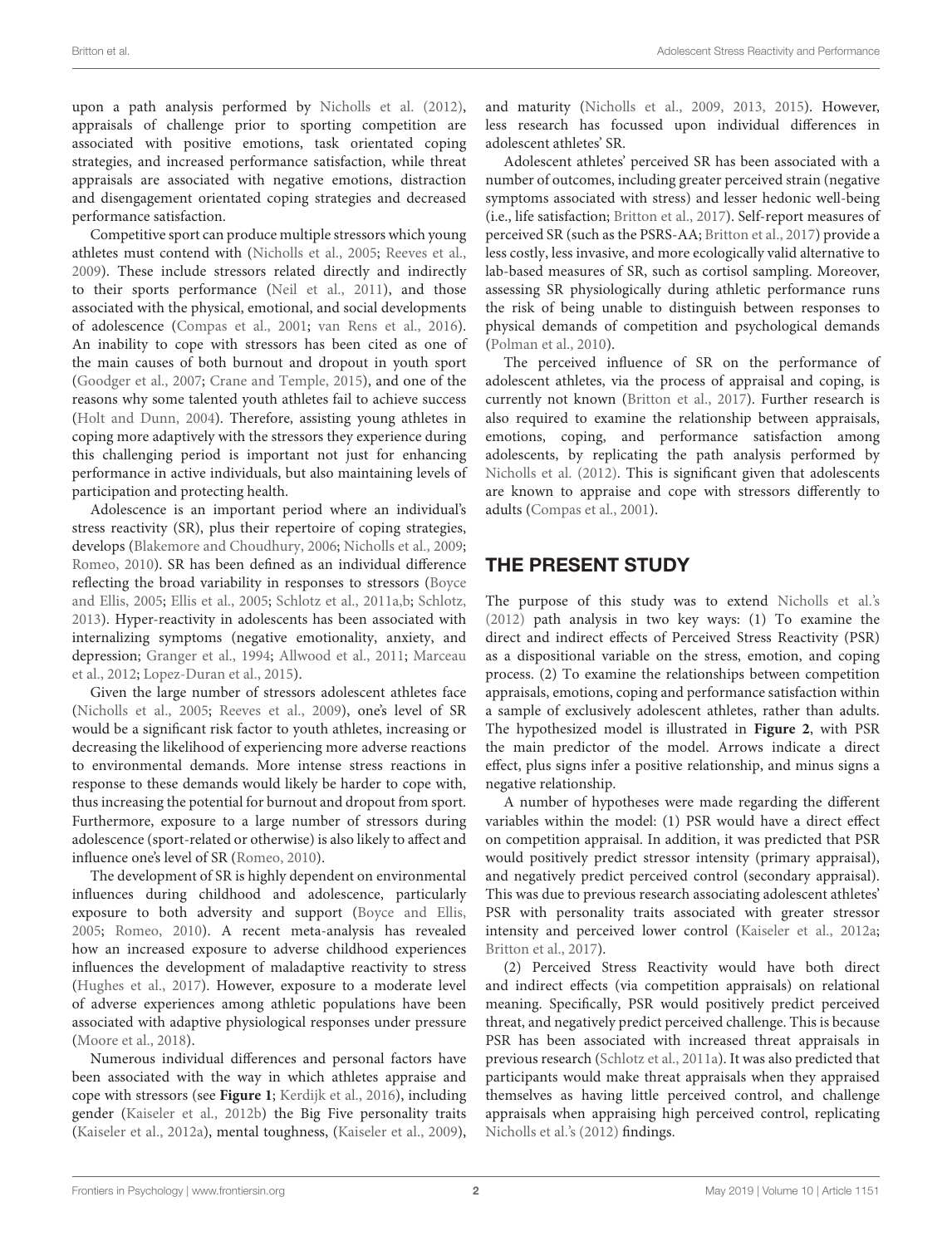upon a path analysis performed by Nicholls et al. (2012), appraisals of challenge prior to sporting competition are associated with positive emotions, task orientated coping strategies, and increased performance satisfaction, while threat appraisals are associated with negative emotions, distraction and disengagement orientated coping strategies and decreased performance satisfaction.

Competitive sport can produce multiple stressors which young athletes must contend with (Nicholls et al., 2005; Reeves et al., 2009). These include stressors related directly and indirectly to their sports performance (Neil et al., 2011), and those associated with the physical, emotional, and social developments of adolescence (Compas et al., 2001; van Rens et al., 2016). An inability to cope with stressors has been cited as one of the main causes of both burnout and dropout in youth sport (Goodger et al., 2007; Crane and Temple, 2015), and one of the reasons why some talented youth athletes fail to achieve success (Holt and Dunn, 2004). Therefore, assisting young athletes in coping more adaptively with the stressors they experience during this challenging period is important not just for enhancing performance in active individuals, but also maintaining levels of participation and protecting health.

Adolescence is an important period where an individual's stress reactivity (SR), plus their repertoire of coping strategies, develops (Blakemore and Choudhury, 2006; Nicholls et al., 2009; Romeo, 2010). SR has been defined as an individual difference reflecting the broad variability in responses to stressors (Boyce and Ellis, 2005; Ellis et al., 2005; Schlotz et al., 2011a,b; Schlotz, 2013). Hyper-reactivity in adolescents has been associated with internalizing symptoms (negative emotionality, anxiety, and depression; Granger et al., 1994; Allwood et al., 2011; Marceau et al., 2012; Lopez-Duran et al., 2015).

Given the large number of stressors adolescent athletes face (Nicholls et al., 2005; Reeves et al., 2009), one's level of SR would be a significant risk factor to youth athletes, increasing or decreasing the likelihood of experiencing more adverse reactions to environmental demands. More intense stress reactions in response to these demands would likely be harder to cope with, thus increasing the potential for burnout and dropout from sport. Furthermore, exposure to a large number of stressors during adolescence (sport-related or otherwise) is also likely to affect and influence one's level of SR (Romeo, 2010).

The development of SR is highly dependent on environmental influences during childhood and adolescence, particularly exposure to both adversity and support (Boyce and Ellis, 2005; Romeo, 2010). A recent meta-analysis has revealed how an increased exposure to adverse childhood experiences influences the development of maladaptive reactivity to stress (Hughes et al., 2017). However, exposure to a moderate level of adverse experiences among athletic populations have been associated with adaptive physiological responses under pressure (Moore et al., 2018).

Numerous individual differences and personal factors have been associated with the way in which athletes appraise and cope with stressors (see **Figure 1**; Kerdijk et al., 2016), including gender (Kaiseler et al., 2012b) the Big Five personality traits (Kaiseler et al., 2012a), mental toughness, (Kaiseler et al., 2009), and maturity (Nicholls et al., 2009, 2013, 2015). However, less research has focussed upon individual differences in adolescent athletes' SR.

Adolescent athletes' perceived SR has been associated with a number of outcomes, including greater perceived strain (negative symptoms associated with stress) and lesser hedonic well-being (i.e., life satisfaction; Britton et al., 2017). Self-report measures of perceived SR (such as the PSRS-AA; Britton et al., 2017) provide a less costly, less invasive, and more ecologically valid alternative to lab-based measures of SR, such as cortisol sampling. Moreover, assessing SR physiologically during athletic performance runs the risk of being unable to distinguish between responses to physical demands of competition and psychological demands (Polman et al., 2010).

The perceived influence of SR on the performance of adolescent athletes, via the process of appraisal and coping, is currently not known (Britton et al., 2017). Further research is also required to examine the relationship between appraisals, emotions, coping, and performance satisfaction among adolescents, by replicating the path analysis performed by Nicholls et al. (2012). This is significant given that adolescents are known to appraise and cope with stressors differently to adults (Compas et al., 2001).

## THE PRESENT STUDY

The purpose of this study was to extend Nicholls et al.'s (2012) path analysis in two key ways: (1) To examine the direct and indirect effects of Perceived Stress Reactivity (PSR) as a dispositional variable on the stress, emotion, and coping process. (2) To examine the relationships between competition appraisals, emotions, coping and performance satisfaction within a sample of exclusively adolescent athletes, rather than adults. The hypothesized model is illustrated in **Figure 2**, with PSR the main predictor of the model. Arrows indicate a direct effect, plus signs infer a positive relationship, and minus signs a negative relationship.

A number of hypotheses were made regarding the different variables within the model: (1) PSR would have a direct effect on competition appraisal. In addition, it was predicted that PSR would positively predict stressor intensity (primary appraisal), and negatively predict perceived control (secondary appraisal). This was due to previous research associating adolescent athletes' PSR with personality traits associated with greater stressor intensity and perceived lower control (Kaiseler et al., 2012a; Britton et al., 2017).

(2) Perceived Stress Reactivity would have both direct and indirect effects (via competition appraisals) on relational meaning. Specifically, PSR would positively predict perceived threat, and negatively predict perceived challenge. This is because PSR has been associated with increased threat appraisals in previous research (Schlotz et al., 2011a). It was also predicted that participants would make threat appraisals when they appraised themselves as having little perceived control, and challenge appraisals when appraising high perceived control, replicating Nicholls et al.'s (2012) findings.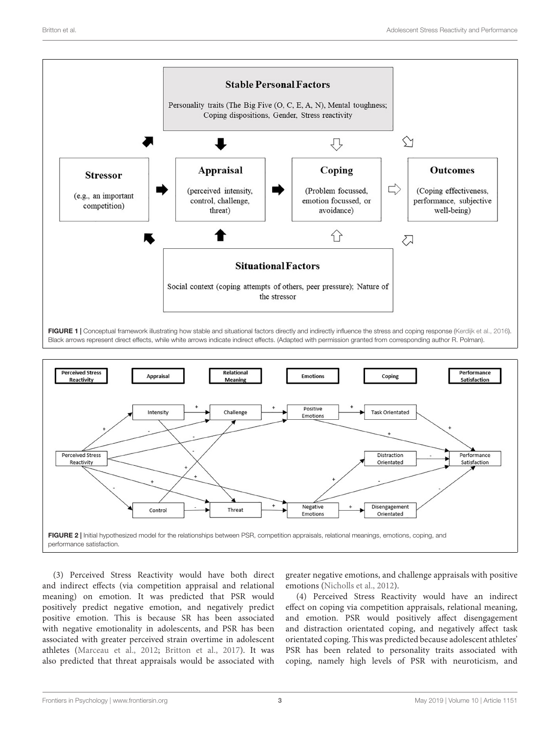**FIGURE 1 |** Conceptual framework illustrating how stable and situational factors directly and indirectly influence the stress and coping response (Kerdijk et al., 2016). Black arrows represent direct effects, while white arrows indicate indirect effects. (Adapted with permission granted from corresponding author R. Polman).

**FIGURE 2 |** Initial hypothesized model for the relationships between PSR, competition appraisals, relational meanings, emotions, coping, and performance satisfaction.

(3) Perceived Stress Reactivity would have both direct and indirect effects (via competition appraisal and relational meaning) on emotion. It was predicted that PSR would positively predict negative emotion, and negatively predict positive emotion. This is because SR has been associated with negative emotionality in adolescents, and PSR has been associated with greater perceived strain overtime in adolescent athletes (Marceau et al., 2012; Britton et al., 2017). It was also predicted that threat appraisals would be associated with greater negative emotions, and challenge appraisals with positive emotions (Nicholls et al., 2012).

(4) Perceived Stress Reactivity would have an indirect effect on coping via competition appraisals, relational meaning, and emotion. PSR would positively affect disengagement and distraction orientated coping, and negatively affect task orientated coping. This was predicted because adolescent athletes' PSR has been related to personality traits associated with coping, namely high levels of PSR with neuroticism, and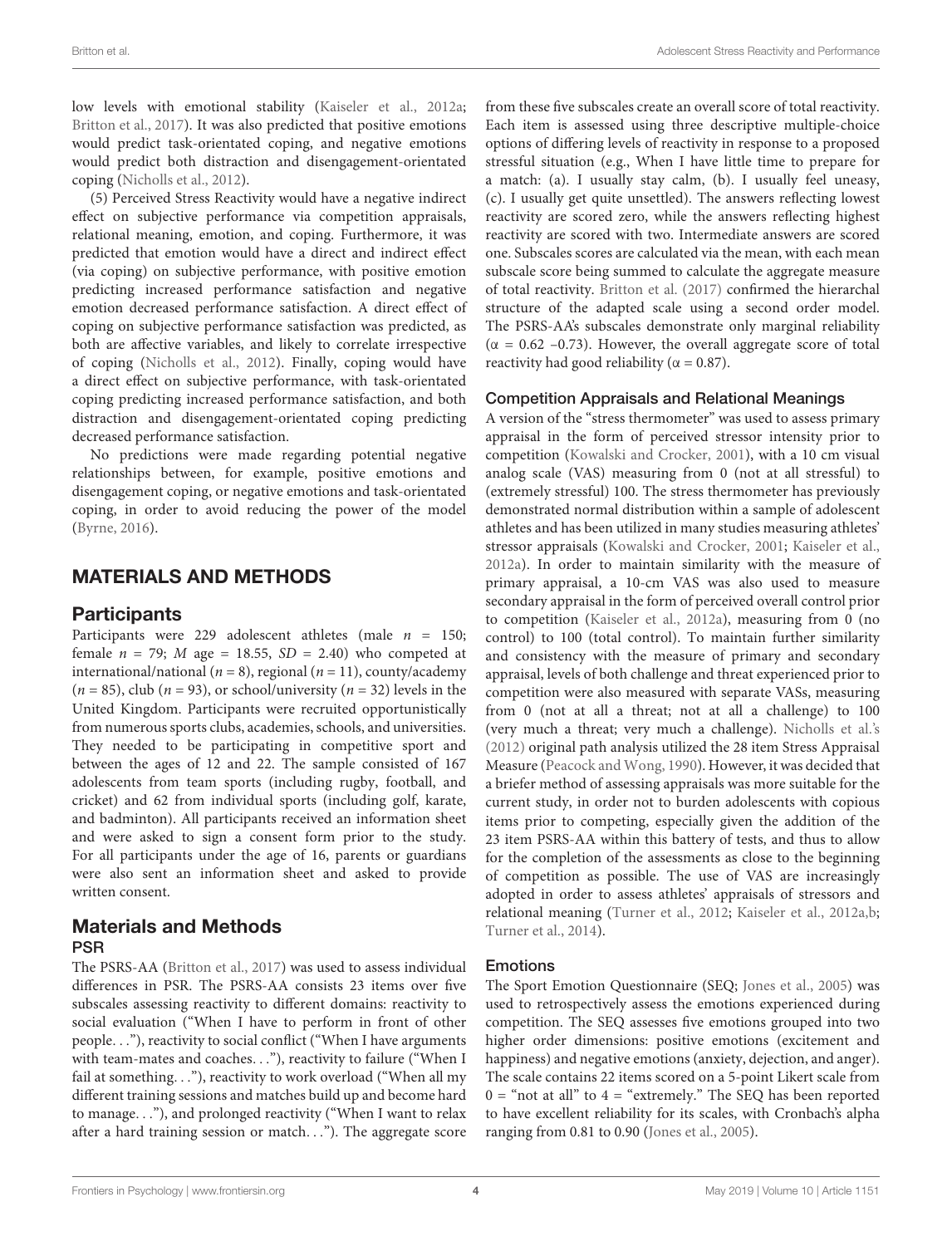low levels with emotional stability (Kaiseler et al., 2012a; Britton et al., 2017). It was also predicted that positive emotions would predict task-orientated coping, and negative emotions would predict both distraction and disengagement-orientated coping (Nicholls et al., 2012).

(5) Perceived Stress Reactivity would have a negative indirect effect on subjective performance via competition appraisals, relational meaning, emotion, and coping. Furthermore, it was predicted that emotion would have a direct and indirect effect (via coping) on subjective performance, with positive emotion predicting increased performance satisfaction and negative emotion decreased performance satisfaction. A direct effect of coping on subjective performance satisfaction was predicted, as both are affective variables, and likely to correlate irrespective of coping (Nicholls et al., 2012). Finally, coping would have a direct effect on subjective performance, with task-orientated coping predicting increased performance satisfaction, and both distraction and disengagement-orientated coping predicting decreased performance satisfaction.

No predictions were made regarding potential negative relationships between, for example, positive emotions and disengagement coping, or negative emotions and task-orientated coping, in order to avoid reducing the power of the model (Byrne, 2016).

# MATERIALS AND METHODS

## Participants

Participants were 229 adolescent athletes (male $n$ = 150; female $n$ = 79; $M$ age = 18.55, $SD$ = 2.40) who competed at international/national ($n$ = 8), regional ($n$ = 11), county/academy ($n$ = 85), club ($n$ = 93), or school/university ($n$ = 32) levels in the United Kingdom. Participants were recruited opportunistically from numerous sports clubs, academies, schools, and universities. They needed to be participating in competitive sport and between the ages of 12 and 22. The sample consisted of 167 adolescents from team sports (including rugby, football, and cricket) and 62 from individual sports (including golf, karate, and badminton). All participants received an information sheet and were asked to sign a consent form prior to the study. For all participants under the age of 16, parents or guardians were also sent an information sheet and asked to provide written consent.

## Materials and Methods

### PSR

The PSRS-AA (Britton et al., 2017) was used to assess individual differences in PSR. The PSRS-AA consists 23 items over five subscales assessing reactivity to different domains: reactivity to social evaluation ("When I have to perform in front of other people..."), reactivity to social conflict ("When I have arguments with team-mates and coaches..."), reactivity to failure ("When I fail at something..."), reactivity to work overload ("When all my different training sessions and matches build up and become hard to manage..."), and prolonged reactivity ("When I want to relax after a hard training session or match..."). The aggregate score from these five subscales create an overall score of total reactivity. Each item is assessed using three descriptive multiple-choice options of differing levels of reactivity in response to a proposed stressful situation (e.g., When I have little time to prepare for a match: (a). I usually stay calm, (b). I usually feel uneasy, (c). I usually get quite unsettled). The answers reflecting lowest reactivity are scored zero, while the answers reflecting highest reactivity are scored with two. Intermediate answers are scored one. Subscales scores are calculated via the mean, with each mean subscale score being summed to calculate the aggregate measure of total reactivity. Britton et al. (2017) confirmed the hierarchal structure of the adapted scale using a second order model. The PSRS-AA's subscales demonstrate only marginal reliability ($\alpha$ = 0.62 –0.73). However, the overall aggregate score of total reactivity had good reliability ($\alpha$ = 0.87).

### Competition Appraisals and Relational Meanings

A version of the "stress thermometer" was used to assess primary appraisal in the form of perceived stressor intensity prior to competition (Kowalski and Crocker, 2001), with a 10 cm visual analog scale (VAS) measuring from 0 (not at all stressful) to (extremely stressful) 100. The stress thermometer has previously demonstrated normal distribution within a sample of adolescent athletes and has been utilized in many studies measuring athletes' stressor appraisals (Kowalski and Crocker, 2001; Kaiseler et al., 2012a). In order to maintain similarity with the measure of primary appraisal, a 10-cm VAS was also used to measure secondary appraisal in the form of perceived overall control prior to competition (Kaiseler et al., 2012a), measuring from 0 (no control) to 100 (total control). To maintain further similarity and consistency with the measure of primary and secondary appraisal, levels of both challenge and threat experienced prior to competition were also measured with separate VASs, measuring from 0 (not at all a threat; not at all a challenge) to 100 (very much a threat; very much a challenge). Nicholls et al.'s (2012) original path analysis utilized the 28 item Stress Appraisal Measure (Peacock and Wong, 1990). However, it was decided that a briefer method of assessing appraisals was more suitable for the current study, in order not to burden adolescents with copious items prior to competing, especially given the addition of the 23 item PSRS-AA within this battery of tests, and thus to allow for the completion of the assessments as close to the beginning of competition as possible. The use of VAS are increasingly adopted in order to assess athletes' appraisals of stressors and relational meaning (Turner et al., 2012; Kaiseler et al., 2012a,b; Turner et al., 2014).

### Emotions

The Sport Emotion Questionnaire (SEQ; Jones et al., 2005) was used to retrospectively assess the emotions experienced during competition. The SEQ assesses five emotions grouped into two higher order dimensions: positive emotions (excitement and happiness) and negative emotions (anxiety, dejection, and anger). The scale contains 22 items scored on a 5-point Likert scale from 0 = "not at all" to 4 = "extremely." The SEQ has been reported to have excellent reliability for its scales, with Cronbach's alpha ranging from 0.81 to 0.90 (Jones et al., 2005).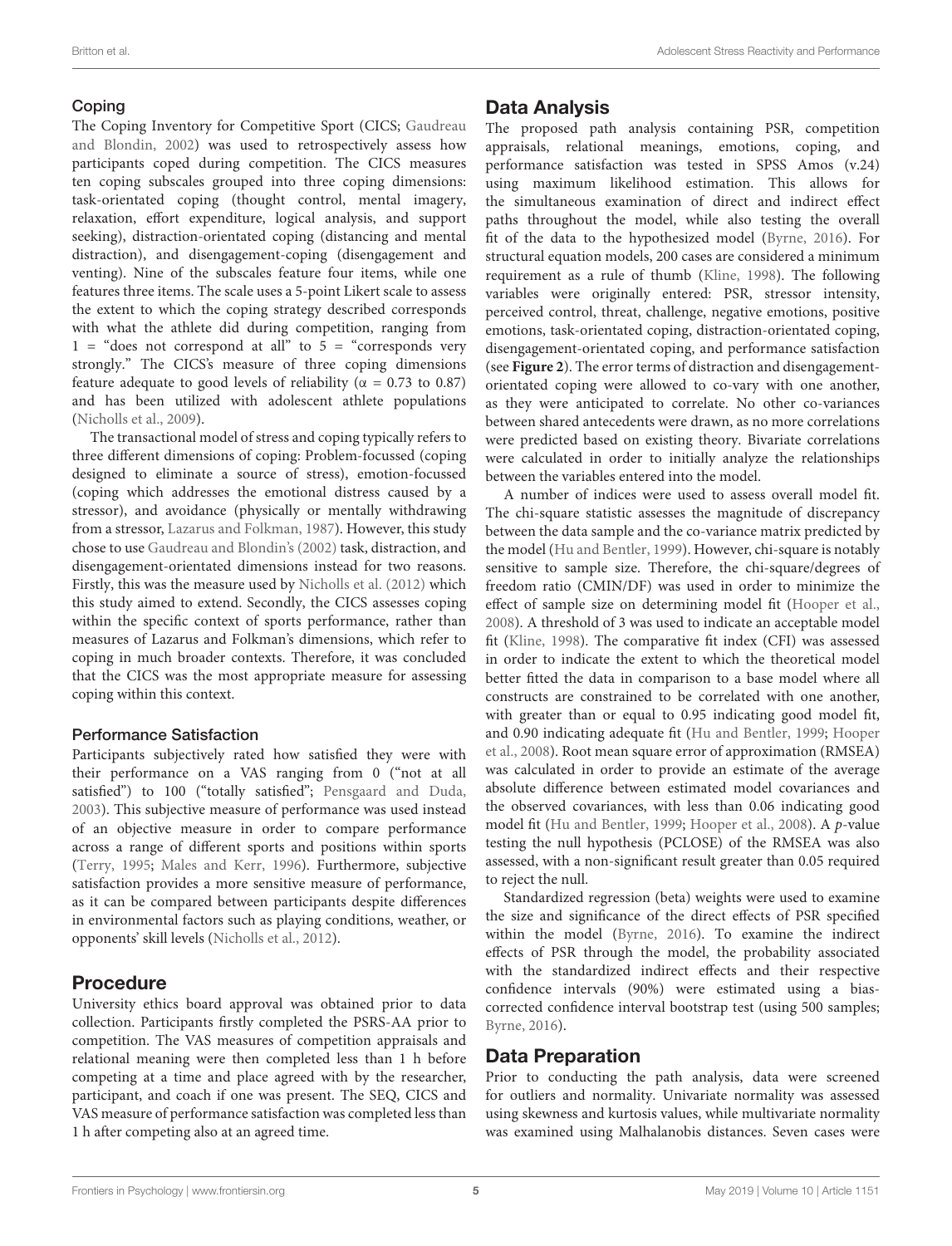### Coping

The Coping Inventory for Competitive Sport (CICS; Gaudreau and Blondin, 2002) was used to retrospectively assess how participants coped during competition. The CICS measures ten coping subscales grouped into three coping dimensions: task-orientated coping (thought control, mental imagery, relaxation, effort expenditure, logical analysis, and support seeking), distraction-orientated coping (distancing and mental distraction), and disengagement-coping (disengagement and venting). Nine of the subscales feature four items, while one features three items. The scale uses a 5-point Likert scale to assess the extent to which the coping strategy described corresponds with what the athlete did during competition, ranging from 1 = "does not correspond at all" to 5 = "corresponds very strongly." The CICS's measure of three coping dimensions feature adequate to good levels of reliability ($\alpha$ = 0.73 to 0.87) and has been utilized with adolescent athlete populations (Nicholls et al., 2009).

The transactional model of stress and coping typically refers to three different dimensions of coping: Problem-focussed (coping designed to eliminate a source of stress), emotion-focussed (coping which addresses the emotional distress caused by a stressor), and avoidance (physically or mentally withdrawing from a stressor, Lazarus and Folkman, 1987). However, this study chose to use Gaudreau and Blondin's (2002) task, distraction, and disengagement-orientated dimensions instead for two reasons. Firstly, this was the measure used by Nicholls et al. (2012) which this study aimed to extend. Secondly, the CICS assesses coping within the specific context of sports performance, rather than measures of Lazarus and Folkman's dimensions, which refer to coping in much broader contexts. Therefore, it was concluded that the CICS was the most appropriate measure for assessing coping within this context.

### Performance Satisfaction

Participants subjectively rated how satisfied they were with their performance on a VAS ranging from 0 ("not at all satisfied") to 100 ("totally satisfied"; Pensgaard and Duda, 2003). This subjective measure of performance was used instead of an objective measure in order to compare performance across a range of different sports and positions within sports (Terry, 1995; Males and Kerr, 1996). Furthermore, subjective satisfaction provides a more sensitive measure of performance, as it can be compared between participants despite differences in environmental factors such as playing conditions, weather, or opponents' skill levels (Nicholls et al., 2012).

## Procedure

University ethics board approval was obtained prior to data collection. Participants firstly completed the PSRS-AA prior to competition. The VAS measures of competition appraisals and relational meaning were then completed less than 1 h before competing at a time and place agreed with by the researcher, participant, and coach if one was present. The SEQ, CICS and VAS measure of performance satisfaction was completed less than 1 h after competing also at an agreed time.

## Data Analysis

The proposed path analysis containing PSR, competition appraisals, relational meanings, emotions, coping, and performance satisfaction was tested in SPSS Amos (v.24) using maximum likelihood estimation. This allows for the simultaneous examination of direct and indirect effect paths throughout the model, while also testing the overall fit of the data to the hypothesized model (Byrne, 2016). For structural equation models, 200 cases are considered a minimum requirement as a rule of thumb (Kline, 1998). The following variables were originally entered: PSR, stressor intensity, perceived control, threat, challenge, negative emotions, positive emotions, task-orientated coping, distraction-orientated coping, disengagement-orientated coping, and performance satisfaction (see **Figure 2**). The error terms of distraction and disengagement-orientated coping were allowed to co-vary with one another, as they were anticipated to correlate. No other co-variances between shared antecedents were drawn, as no more correlations were predicted based on existing theory. Bivariate correlations were calculated in order to initially analyze the relationships between the variables entered into the model.

A number of indices were used to assess overall model fit. The chi-square statistic assesses the magnitude of discrepancy between the data sample and the co-variance matrix predicted by the model (Hu and Bentler, 1999). However, chi-square is notably sensitive to sample size. Therefore, the chi-square/degrees of freedom ratio (CMIN/DF) was used in order to minimize the effect of sample size on determining model fit (Hooper et al., 2008). A threshold of 3 was used to indicate an acceptable model fit (Kline, 1998). The comparative fit index (CFI) was assessed in order to indicate the extent to which the theoretical model better fitted the data in comparison to a base model where all constructs are constrained to be correlated with one another, with greater than or equal to 0.95 indicating good model fit, and 0.90 indicating adequate fit (Hu and Bentler, 1999; Hooper et al., 2008). Root mean square error of approximation (RMSEA) was calculated in order to provide an estimate of the average absolute difference between estimated model covariances and the observed covariances, with less than 0.06 indicating good model fit (Hu and Bentler, 1999; Hooper et al., 2008). A $p$-value testing the null hypothesis (PCLOSE) of the RMSEA was also assessed, with a non-significant result greater than 0.05 required to reject the null.

Standardized regression (beta) weights were used to examine the size and significance of the direct effects of PSR specified within the model (Byrne, 2016). To examine the indirect effects of PSR through the model, the probability associated with the standardized indirect effects and their respective confidence intervals (90%) were estimated using a bias-corrected confidence interval bootstrap test (using 500 samples; Byrne, 2016).

## Data Preparation

Prior to conducting the path analysis, data were screened for outliers and normality. Univariate normality was assessed using skewness and kurtosis values, while multivariate normality was examined using Malhalanobis distances. Seven cases were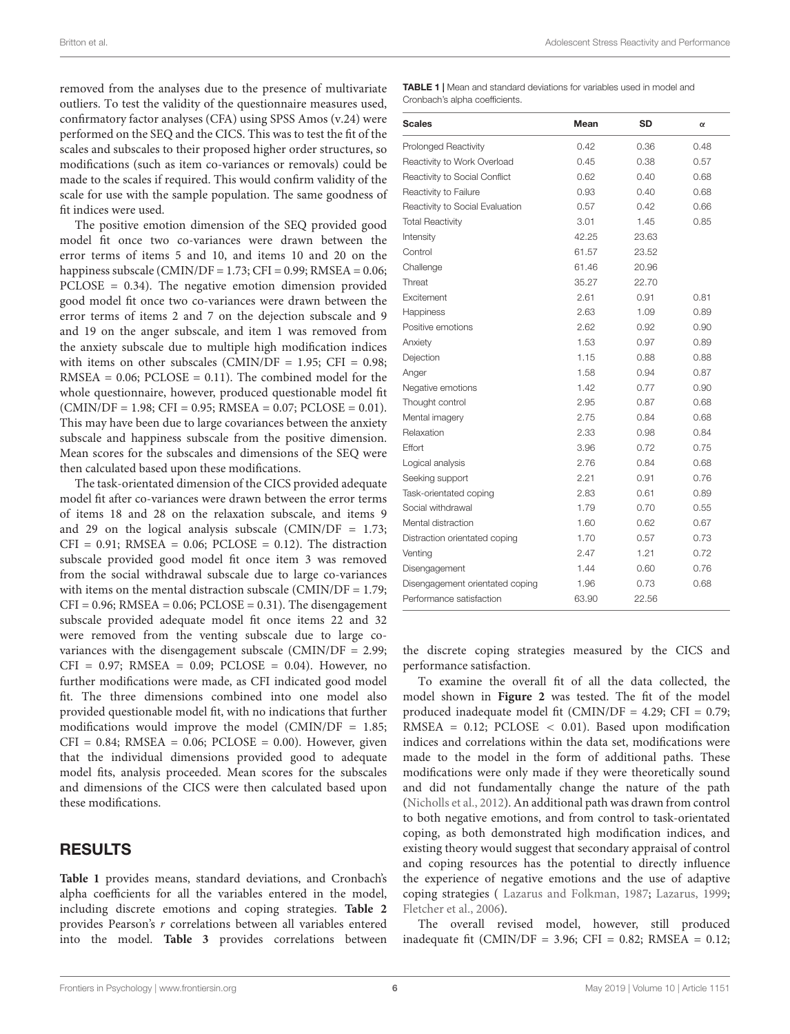removed from the analyses due to the presence of multivariate outliers. To test the validity of the questionnaire measures used, confirmatory factor analyses (CFA) using SPSS Amos (v.24) were performed on the SEQ and the CICS. This was to test the fit of the scales and subscales to their proposed higher order structures, so modifications (such as item co-variances or removals) could be made to the scales if required. This would confirm validity of the scale for use with the sample population. The same goodness of fit indices were used.

The positive emotion dimension of the SEQ provided good model fit once two co-variances were drawn between the error terms of items 5 and 10, and items 10 and 20 on the happiness subscale (CMIN/DF = 1.73; CFI = 0.99; RMSEA = 0.06; PCLOSE = 0.34). The negative emotion dimension provided good model fit once two co-variances were drawn between the error terms of items 2 and 7 on the dejection subscale and 9 and 19 on the anger subscale, and item 1 was removed from the anxiety subscale due to multiple high modification indices with items on other subscales (CMIN/DF = 1.95; CFI = 0.98; RMSEA = 0.06; PCLOSE = 0.11). The combined model for the whole questionnaire, however, produced questionable model fit (CMIN/DF = 1.98; CFI = 0.95; RMSEA = 0.07; PCLOSE = 0.01). This may have been due to large covariances between the anxiety subscale and happiness subscale from the positive dimension. Mean scores for the subscales and dimensions of the SEQ were then calculated based upon these modifications.

The task-orientated dimension of the CICS provided adequate model fit after co-variances were drawn between the error terms of items 18 and 28 on the relaxation subscale, and items 9 and 29 on the logical analysis subscale (CMIN/DF = 1.73; CFI = 0.91; RMSEA = 0.06; PCLOSE = 0.12). The distraction subscale provided good model fit once item 3 was removed from the social withdrawal subscale due to large co-variances with items on the mental distraction subscale (CMIN/DF = 1.79; CFI = 0.96; RMSEA = 0.06; PCLOSE = 0.31). The disengagement subscale provided adequate model fit once items 22 and 32 were removed from the venting subscale due to large co-variances with the disengagement subscale (CMIN/DF = 2.99; CFI = 0.97; RMSEA = 0.09; PCLOSE = 0.04). However, no further modifications were made, as CFI indicated good model fit. The three dimensions combined into one model also provided questionable model fit, with no indications that further modifications would improve the model (CMIN/DF = 1.85; CFI = 0.84; RMSEA = 0.06; PCLOSE = 0.00). However, given that the individual dimensions provided good to adequate model fits, analysis proceeded. Mean scores for the subscales and dimensions of the CICS were then calculated based upon these modifications.

## RESULTS

**Table 1** provides means, standard deviations, and Cronbach's alpha coefficients for all the variables entered in the model, including discrete emotions and coping strategies. **Table 2** provides Pearson's *r* correlations between all variables entered into the model. **Table 3** provides correlations between the discrete coping strategies measured by the CICS and performance satisfaction.

**TABLE 1 |** Mean and standard deviations for variables used in model and Cronbach's alpha coefficients.

| Scales | Mean | SD | α |
|---|---|---|---|
| Prolonged Reactivity | 0.42 | 0.36 | 0.48 |
| Reactivity to Work Overload | 0.45 | 0.38 | 0.57 |
| Reactivity to Social Conflict | 0.62 | 0.40 | 0.68 |
| Reactivity to Failure | 0.93 | 0.40 | 0.68 |
| Reactivity to Social Evaluation | 0.57 | 0.42 | 0.66 |
| Total Reactivity | 3.01 | 1.45 | 0.85 |
| Intensity | 42.25 | 23.63 | |
| Control | 61.57 | 23.52 | |
| Challenge | 61.46 | 20.96 | |
| Threat | 35.27 | 22.70 | |
| Excitement | 2.61 | 0.91 | 0.81 |
| Happiness | 2.63 | 1.09 | 0.89 |
| Positive emotions | 2.62 | 0.92 | 0.90 |
| Anxiety | 1.53 | 0.97 | 0.89 |
| Dejection | 1.15 | 0.88 | 0.88 |
| Anger | 1.58 | 0.94 | 0.87 |
| Negative emotions | 1.42 | 0.77 | 0.90 |
| Thought control | 2.95 | 0.87 | 0.68 |
| Mental imagery | 2.75 | 0.84 | 0.68 |
| Relaxation | 2.33 | 0.98 | 0.84 |
| Effort | 3.96 | 0.72 | 0.75 |
| Logical analysis | 2.76 | 0.84 | 0.68 |
| Seeking support | 2.21 | 0.91 | 0.76 |
| Task-orientated coping | 2.83 | 0.61 | 0.89 |
| Social withdrawal | 1.79 | 0.70 | 0.55 |
| Mental distraction | 1.60 | 0.62 | 0.67 |
| Distraction orientated coping | 1.70 | 0.57 | 0.73 |
| Venting | 2.47 | 1.21 | 0.72 |
| Disengagement | 1.44 | 0.60 | 0.76 |
| Disengagement orientated coping | 1.96 | 0.73 | 0.68 |
| Performance satisfaction | 63.90 | 22.56 | |

To examine the overall fit of all the data collected, the model shown in **Figure 2** was tested. The fit of the model produced inadequate model fit (CMIN/DF = 4.29; CFI = 0.79; RMSEA = 0.12; PCLOSE < 0.01). Based upon modification indices and correlations within the data set, modifications were made to the model in the form of additional paths. These modifications were only made if they were theoretically sound and did not fundamentally change the nature of the path (Nicholls et al., 2012). An additional path was drawn from control to both negative emotions, and from control to task-orientated coping, as both demonstrated high modification indices, and existing theory would suggest that secondary appraisal of control and coping resources has the potential to directly influence the experience of negative emotions and the use of adaptive coping strategies ( Lazarus and Folkman, 1987; Lazarus, 1999; Fletcher et al., 2006).

The overall revised model, however, still produced inadequate fit (CMIN/DF = 3.96; CFI = 0.82; RMSEA = 0.12;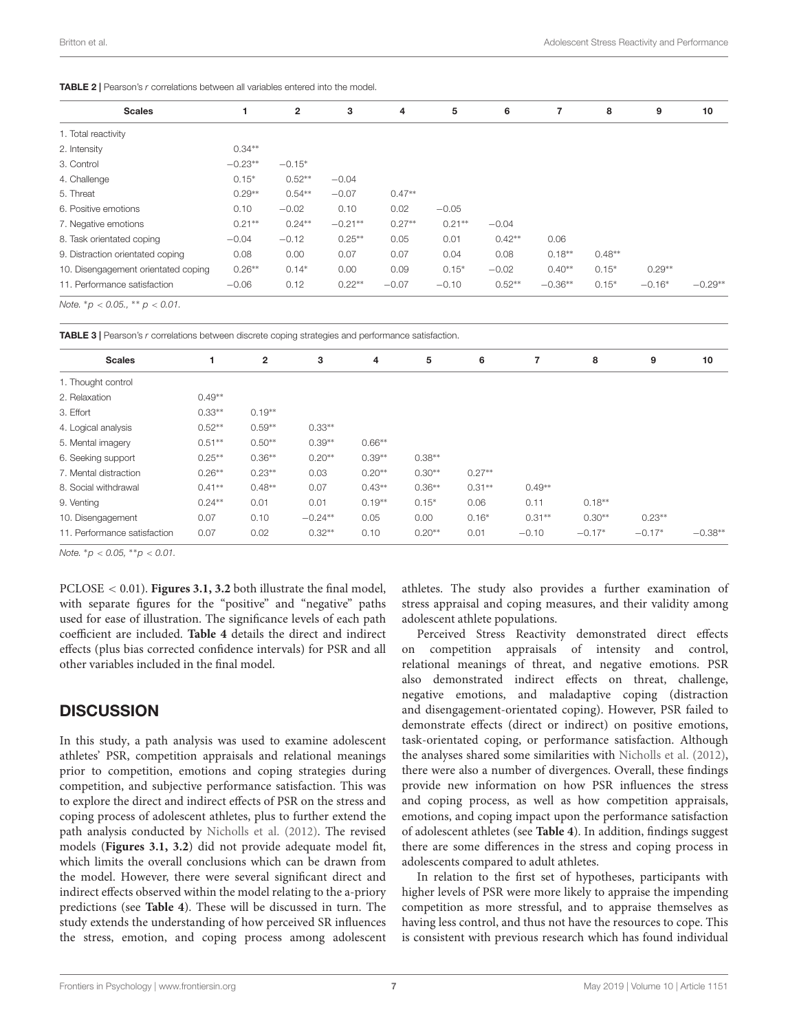**TABLE 2 |** Pearson's *r* correlations between all variables entered into the model.

| Scales | 1 | 2 | 3 | 4 | 5 | 6 | 7 | 8 | 9 | 10 |
|---|---|---|---|---|---|---|---|---|---|---|
| 1. Total reactivity | | | | | | | | | | |
| 2. Intensity | 0.34** | | | | | | | | | |
| 3. Control | −0.23** | −0.15* | | | | | | | | |
| 4. Challenge | 0.15* | 0.52** | −0.04 | | | | | | | |
| 5. Threat | 0.29** | 0.54** | −0.07 | 0.47** | | | | | | |
| 6. Positive emotions | 0.10 | −0.02 | 0.10 | 0.02 | −0.05 | | | | | |
| 7. Negative emotions | 0.21** | 0.24** | −0.21** | 0.27** | 0.21** | −0.04 | | | | |
| 8. Task orientated coping | −0.04 | −0.12 | 0.25** | 0.05 | 0.01 | 0.42** | 0.06 | | | |
| 9. Distraction orientated coping | 0.08 | 0.00 | 0.07 | 0.07 | 0.04 | 0.08 | 0.18** | 0.48** | | |
| 10. Disengagement orientated coping | 0.26** | 0.14* | 0.00 | 0.09 | 0.15* | −0.02 | 0.40** | 0.15* | 0.29** | |
| 11. Performance satisfaction | −0.06 | 0.12 | 0.22** | −0.07 | −0.10 | 0.52** | −0.36** | 0.15* | −0.16* | −0.29** |

*Note.* *$p < 0.05$., ** $p < 0.01$.

**TABLE 3 |** Pearson's *r* correlations between discrete coping strategies and performance satisfaction.

| Scales | 1 | 2 | 3 | 4 | 5 | 6 | 7 | 8 | 9 | 10 |
|---|---|---|---|---|---|---|---|---|---|---|
| 1. Thought control | | | | | | | | | | |
| 2. Relaxation | 0.49** | | | | | | | | | |
| 3. Effort | 0.33** | 0.19** | | | | | | | | |
| 4. Logical analysis | 0.52** | 0.59** | 0.33** | | | | | | | |
| 5. Mental imagery | 0.51** | 0.50** | 0.39** | 0.66** | | | | | | |
| 6. Seeking support | 0.25** | 0.36** | 0.20** | 0.39** | 0.38** | | | | | |
| 7. Mental distraction | 0.26** | 0.23** | 0.03 | 0.20** | 0.30** | 0.27** | | | | |
| 8. Social withdrawal | 0.41** | 0.48** | 0.07 | 0.43** | 0.36** | 0.31** | 0.49** | | | |
| 9. Venting | 0.24** | 0.01 | 0.01 | 0.19** | 0.15* | 0.06 | 0.11 | 0.18** | | |
| 10. Disengagement | 0.07 | 0.10 | −0.24** | 0.05 | 0.00 | 0.16* | 0.31** | 0.30** | 0.23** | |
| 11. Performance satisfaction | 0.07 | 0.02 | 0.32** | 0.10 | 0.20** | 0.01 | −0.10 | −0.17* | −0.17* | −0.38** |

*Note.* *$p < 0.05$, **$p < 0.01$.

PCLOSE < 0.01). **Figures 3.1, 3.2** both illustrate the final model, with separate figures for the "positive" and "negative" paths used for ease of illustration. The significance levels of each path coefficient are included. **Table 4** details the direct and indirect effects (plus bias corrected confidence intervals) for PSR and all other variables included in the final model.

## DISCUSSION

In this study, a path analysis was used to examine adolescent athletes' PSR, competition appraisals and relational meanings prior to competition, emotions and coping strategies during competition, and subjective performance satisfaction. This was to explore the direct and indirect effects of PSR on the stress and coping process of adolescent athletes, plus to further extend the path analysis conducted by Nicholls et al. (2012). The revised models (**Figures 3.1, 3.2**) did not provide adequate model fit, which limits the overall conclusions which can be drawn from the model. However, there were several significant direct and indirect effects observed within the model relating to the a-priory predictions (see **Table 4**). These will be discussed in turn. The study extends the understanding of how perceived SR influences the stress, emotion, and coping process among adolescent athletes. The study also provides a further examination of stress appraisal and coping measures, and their validity among adolescent athlete populations.

Perceived Stress Reactivity demonstrated direct effects on competition appraisals of intensity and control, relational meanings of threat, and negative emotions. PSR also demonstrated indirect effects on threat, challenge, negative emotions, and maladaptive coping (distraction and disengagement-orientated coping). However, PSR failed to demonstrate effects (direct or indirect) on positive emotions, task-orientated coping, or performance satisfaction. Although the analyses shared some similarities with Nicholls et al. (2012), there were also a number of divergences. Overall, these findings provide new information on how PSR influences the stress and coping process, as well as how competition appraisals, emotions, and coping impact upon the performance satisfaction of adolescent athletes (see **Table 4**). In addition, findings suggest there are some differences in the stress and coping process in adolescents compared to adult athletes.

In relation to the first set of hypotheses, participants with higher levels of PSR were more likely to appraise the impending competition as more stressful, and to appraise themselves as having less control, and thus not have the resources to cope. This is consistent with previous research which has found individual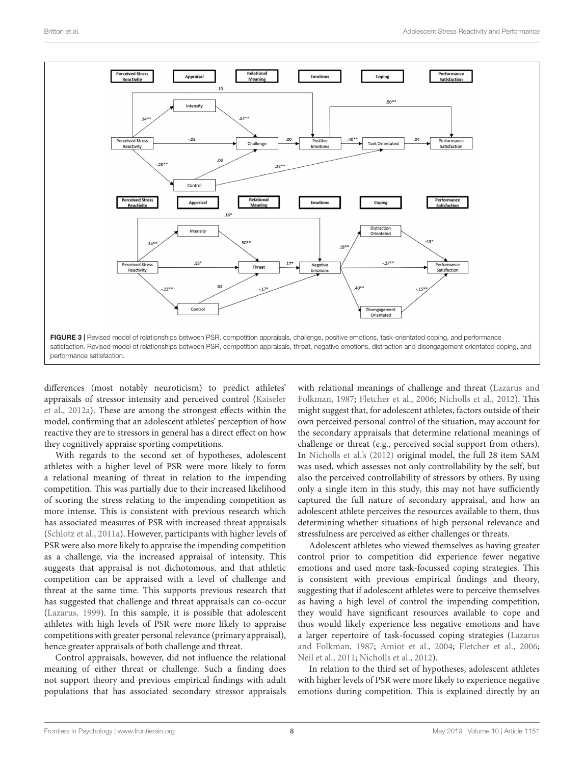FIGURE 3 | Revised model of relationships between PSR, competition appraisals, challenge, positive emotions, task-orientated coping, and performance satisfaction. Revised model of relationships between PSR, competition appraisals, threat, negative emotions, distraction and disengagement orientated coping, and performance satisfaction.

differences (most notably neuroticism) to predict athletes' appraisals of stressor intensity and perceived control (Kaiseler et al., 2012a). These are among the strongest effects within the model, confirming that an adolescent athletes' perception of how reactive they are to stressors in general has a direct effect on how they cognitively appraise sporting competitions.

With regards to the second set of hypotheses, adolescent athletes with a higher level of PSR were more likely to form a relational meaning of threat in relation to the impending competition. This was partially due to their increased likelihood of scoring the stress relating to the impending competition as more intense. This is consistent with previous research which has associated measures of PSR with increased threat appraisals (Schlotz et al., 2011a). However, participants with higher levels of PSR were also more likely to appraise the impending competition as a challenge, via the increased appraisal of intensity. This suggests that appraisal is not dichotomous, and that athletic competition can be appraised with a level of challenge and threat at the same time. This supports previous research that has suggested that challenge and threat appraisals can co-occur (Lazarus, 1999). In this sample, it is possible that adolescent athletes with high levels of PSR were more likely to appraise competitions with greater personal relevance (primary appraisal), hence greater appraisals of both challenge and threat.

Control appraisals, however, did not influence the relational meaning of either threat or challenge. Such a finding does not support theory and previous empirical findings with adult populations that has associated secondary stressor appraisals with relational meanings of challenge and threat (Lazarus and Folkman, 1987; Fletcher et al., 2006; Nicholls et al., 2012). This might suggest that, for adolescent athletes, factors outside of their own perceived personal control of the situation, may account for the secondary appraisals that determine relational meanings of challenge or threat (e.g., perceived social support from others). In Nicholls et al.'s (2012) original model, the full 28 item SAM was used, which assesses not only controllability by the self, but also the perceived controllability of stressors by others. By using only a single item in this study, this may not have sufficiently captured the full nature of secondary appraisal, and how an adolescent athlete perceives the resources available to them, thus determining whether situations of high personal relevance and stressfulness are perceived as either challenges or threats.

Adolescent athletes who viewed themselves as having greater control prior to competition did experience fewer negative emotions and used more task-focussed coping strategies. This is consistent with previous empirical findings and theory, suggesting that if adolescent athletes were to perceive themselves as having a high level of control the impending competition, they would have significant resources available to cope and thus would likely experience less negative emotions and have a larger repertoire of task-focussed coping strategies (Lazarus and Folkman, 1987; Amiot et al., 2004; Fletcher et al., 2006; Neil et al., 2011; Nicholls et al., 2012).

In relation to the third set of hypotheses, adolescent athletes with higher levels of PSR were more likely to experience negative emotions during competition. This is explained directly by an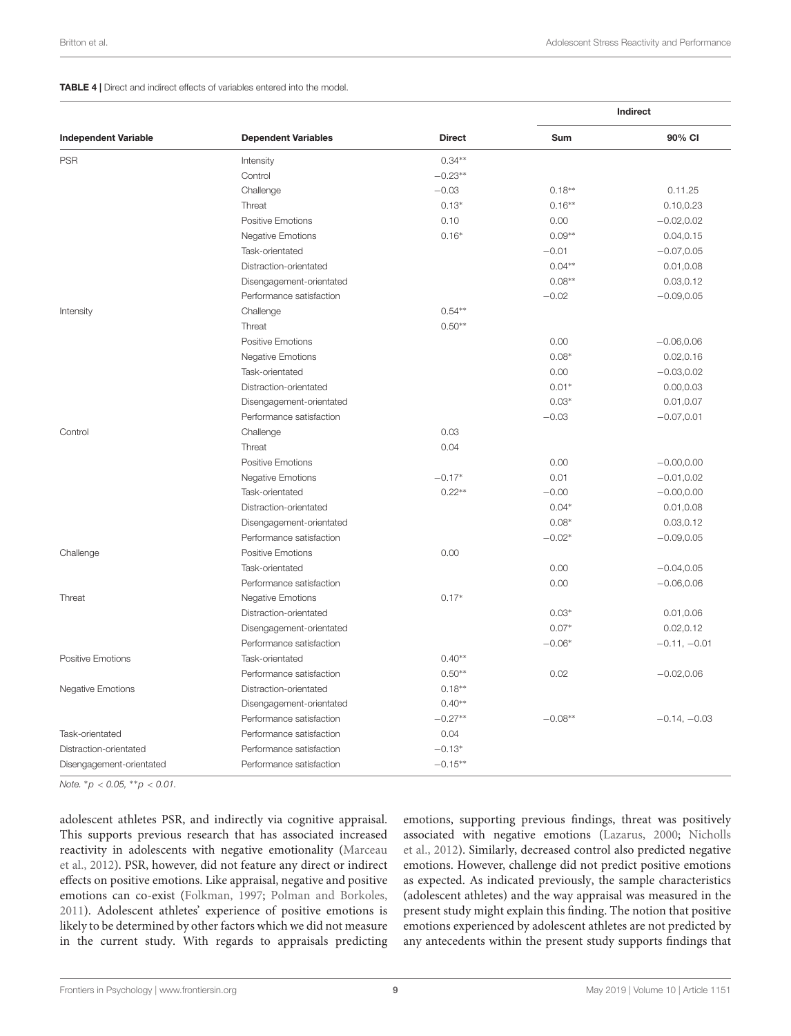**TABLE 4 |** Direct and indirect effects of variables entered into the model.

| Independent Variable | Dependent Variables | Direct | Indirect | |
|---|---|---|---|---|
| | | | Sum | 90% CI |
| PSR | Intensity | 0.34** | | |
| | Control | −0.23** | | |
| | Challenge | −0.03 | 0.18** | 0.11.25 |
| | Threat | 0.13* | 0.16** | 0.10,0.23 |
| | Positive Emotions | 0.10 | 0.00 | −0.02,0.02 |
| | Negative Emotions | 0.16* | 0.09** | 0.04,0.15 |
| | Task-orientated | | −0.01 | −0.07,0.05 |
| | Distraction-orientated | | 0.04** | 0.01,0.08 |
| | Disengagement-orientated | | 0.08** | 0.03,0.12 |
| | Performance satisfaction | | −0.02 | −0.09,0.05 |
| Intensity | Challenge | 0.54** | | |
| | Threat | 0.50** | | |
| | Positive Emotions | | 0.00 | −0.06,0.06 |
| | Negative Emotions | | 0.08* | 0.02,0.16 |
| | Task-orientated | | 0.00 | −0.03,0.02 |
| | Distraction-orientated | | 0.01* | 0.00,0.03 |
| | Disengagement-orientated | | 0.03* | 0.01,0.07 |
| | Performance satisfaction | | −0.03 | −0.07,0.01 |
| Control | Challenge | 0.03 | | |
| | Threat | 0.04 | | |
| | Positive Emotions | | 0.00 | −0.00,0.00 |
| | Negative Emotions | −0.17* | 0.01 | −0.01,0.02 |
| | Task-orientated | 0.22** | −0.00 | −0.00,0.00 |
| | Distraction-orientated | | 0.04* | 0.01,0.08 |
| | Disengagement-orientated | | 0.08* | 0.03,0.12 |
| | Performance satisfaction | | −0.02* | −0.09,0.05 |
| Challenge | Positive Emotions | 0.00 | | |
| | Task-orientated | | 0.00 | −0.04,0.05 |
| | Performance satisfaction | | 0.00 | −0.06,0.06 |
| Threat | Negative Emotions | 0.17* | | |
| | Distraction-orientated | | 0.03* | 0.01,0.06 |
| | Disengagement-orientated | | 0.07* | 0.02,0.12 |
| | Performance satisfaction | | −0.06* | −0.11, −0.01 |
| Positive Emotions | Task-orientated | 0.40** | | |
| | Performance satisfaction | 0.50** | 0.02 | −0.02,0.06 |
| Negative Emotions | Distraction-orientated | 0.18** | | |
| | Disengagement-orientated | 0.40** | | |
| | Performance satisfaction | −0.27** | −0.08** | −0.14, −0.03 |
| Task-orientated | Performance satisfaction | 0.04 | | |
| Distraction-orientated | Performance satisfaction | −0.13* | | |
| Disengagement-orientated | Performance satisfaction | −0.15** | | |

*Note.* *$p < 0.05$, **$p < 0.01$.

adolescent athletes PSR, and indirectly via cognitive appraisal. This supports previous research that has associated increased reactivity in adolescents with negative emotionality (Marceau et al., 2012). PSR, however, did not feature any direct or indirect effects on positive emotions. Like appraisal, negative and positive emotions can co-exist (Folkman, 1997; Polman and Borkoles, 2011). Adolescent athletes' experience of positive emotions is likely to be determined by other factors which we did not measure in the current study. With regards to appraisals predicting emotions, supporting previous findings, threat was positively associated with negative emotions (Lazarus, 2000; Nicholls et al., 2012). Similarly, decreased control also predicted negative emotions. However, challenge did not predict positive emotions as expected. As indicated previously, the sample characteristics (adolescent athletes) and the way appraisal was measured in the present study might explain this finding. The notion that positive emotions experienced by adolescent athletes are not predicted by any antecedents within the present study supports findings that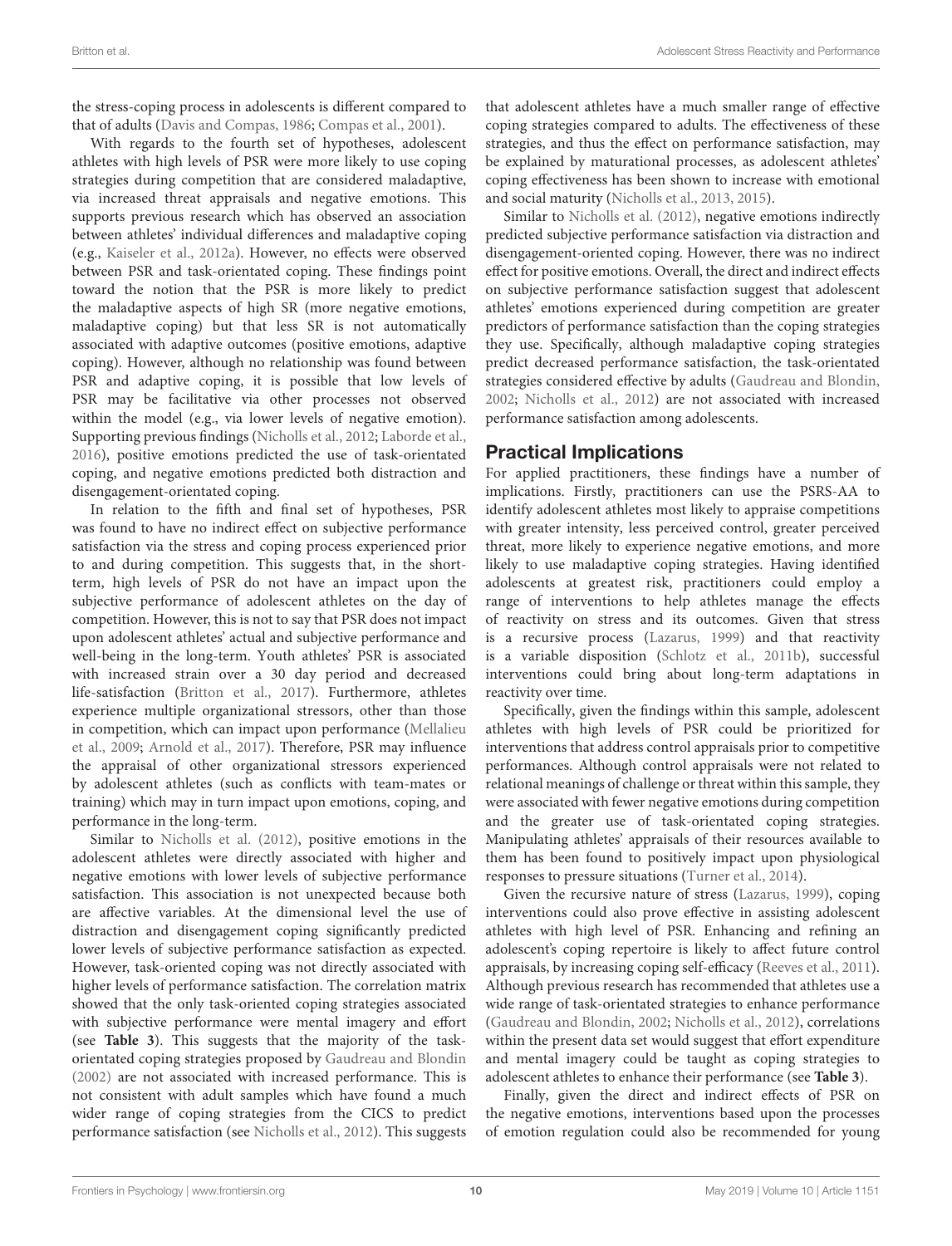the stress-coping process in adolescents is different compared to that of adults (Davis and Compas, 1986; Compas et al., 2001).

With regards to the fourth set of hypotheses, adolescent athletes with high levels of PSR were more likely to use coping strategies during competition that are considered maladaptive, via increased threat appraisals and negative emotions. This supports previous research which has observed an association between athletes' individual differences and maladaptive coping (e.g., Kaiseler et al., 2012a). However, no effects were observed between PSR and task-orientated coping. These findings point toward the notion that the PSR is more likely to predict the maladaptive aspects of high SR (more negative emotions, maladaptive coping) but that less SR is not automatically associated with adaptive outcomes (positive emotions, adaptive coping). However, although no relationship was found between PSR and adaptive coping, it is possible that low levels of PSR may be facilitative via other processes not observed within the model (e.g., via lower levels of negative emotion). Supporting previous findings (Nicholls et al., 2012; Laborde et al., 2016), positive emotions predicted the use of task-orientated coping, and negative emotions predicted both distraction and disengagement-orientated coping.

In relation to the fifth and final set of hypotheses, PSR was found to have no indirect effect on subjective performance satisfaction via the stress and coping process experienced prior to and during competition. This suggests that, in the short-term, high levels of PSR do not have an impact upon the subjective performance of adolescent athletes on the day of competition. However, this is not to say that PSR does not impact upon adolescent athletes' actual and subjective performance and well-being in the long-term. Youth athletes' PSR is associated with increased strain over a 30 day period and decreased life-satisfaction (Britton et al., 2017). Furthermore, athletes experience multiple organizational stressors, other than those in competition, which can impact upon performance (Mellalieu et al., 2009; Arnold et al., 2017). Therefore, PSR may influence the appraisal of other organizational stressors experienced by adolescent athletes (such as conflicts with team-mates or training) which may in turn impact upon emotions, coping, and performance in the long-term.

Similar to Nicholls et al. (2012), positive emotions in the adolescent athletes were directly associated with higher and negative emotions with lower levels of subjective performance satisfaction. This association is not unexpected because both are affective variables. At the dimensional level the use of distraction and disengagement coping significantly predicted lower levels of subjective performance satisfaction as expected. However, task-oriented coping was not directly associated with higher levels of performance satisfaction. The correlation matrix showed that the only task-orientated coping strategies associated with subjective performance were mental imagery and effort (see **Table 3**). This suggests that the majority of the task-orientated coping strategies proposed by Gaudreau and Blondin (2002) are not associated with increased performance. This is not consistent with adult samples which have found a much wider range of coping strategies from the CICS to predict performance satisfaction (see Nicholls et al., 2012). This suggests that adolescent athletes have a much smaller range of effective coping strategies compared to adults. The effectiveness of these strategies, and thus the effect on performance satisfaction, may be explained by maturational processes, as adolescent athletes' coping effectiveness has been shown to increase with emotional and social maturity (Nicholls et al., 2013, 2015).

Similar to Nicholls et al. (2012), negative emotions indirectly predicted subjective performance satisfaction via distraction and disengagement-oriented coping. However, there was no indirect effect for positive emotions. Overall, the direct and indirect effects on subjective performance satisfaction suggest that adolescent athletes' emotions experienced during competition are greater predictors of performance satisfaction than the coping strategies they use. Specifically, although maladaptive coping strategies predict decreased performance satisfaction, the task-orientated strategies considered effective by adults (Gaudreau and Blondin, 2002; Nicholls et al., 2012) are not associated with increased performance satisfaction among adolescents.

## Practical Implications

For applied practitioners, these findings have a number of implications. Firstly, practitioners can use the PSRS-AA to identify adolescent athletes most likely to appraise competitions with greater intensity, less perceived control, greater perceived threat, more likely to experience negative emotions, and more likely to use maladaptive coping strategies. Having identified adolescents at greatest risk, practitioners could employ a range of interventions to help athletes manage the effects of reactivity on stress and its outcomes. Given that stress is a recursive process (Lazarus, 1999) and that reactivity is a variable disposition (Schlotz et al., 2011b), successful interventions could bring about long-term adaptations in reactivity over time.

Specifically, given the findings within this sample, adolescent athletes with high levels of PSR could be prioritized for interventions that address control appraisals prior to competitive performances. Although control appraisals were not related to relational meanings of challenge or threat within this sample, they were associated with fewer negative emotions during competition and the greater use of task-orientated coping strategies. Manipulating athletes' appraisals of their resources available to them has been found to positively impact upon physiological responses to pressure situations (Turner et al., 2014).

Given the recursive nature of stress (Lazarus, 1999), coping interventions could also prove effective in assisting adolescent athletes with high level of PSR. Enhancing and refining an adolescent's coping repertoire is likely to affect future control appraisals, by increasing coping self-efficacy (Reeves et al., 2011). Although previous research has recommended that athletes use a wide range of task-orientated strategies to enhance performance (Gaudreau and Blondin, 2002; Nicholls et al., 2012), correlations within the present data set would suggest that effort expenditure and mental imagery could be taught as coping strategies to adolescent athletes to enhance their performance (see **Table 3**).

Finally, given the direct and indirect effects of PSR on the negative emotions, interventions based upon the processes of emotion regulation could also be recommended for young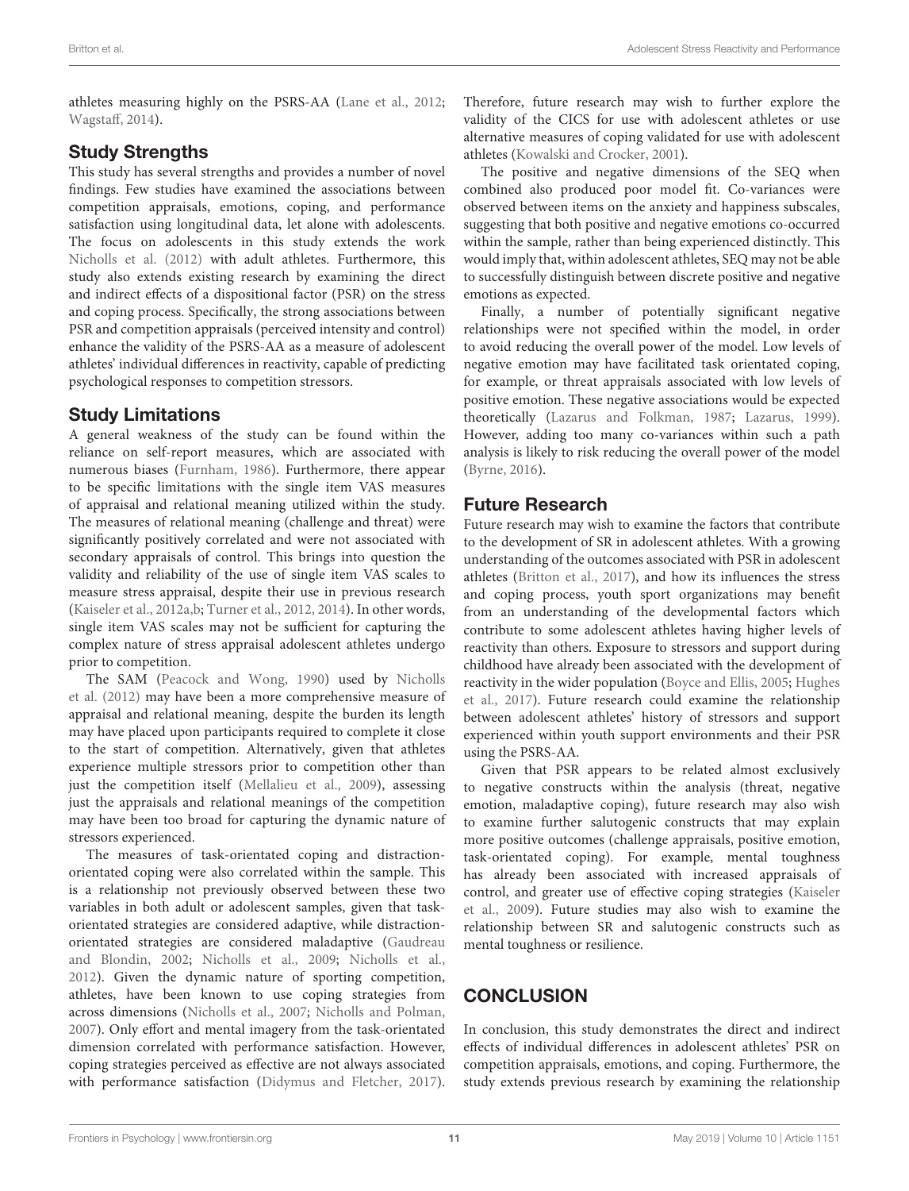athletes measuring highly on the PSRS-AA (Lane et al., 2012; Wagstaff, 2014).

## Study Strengths

This study has several strengths and provides a number of novel findings. Few studies have examined the associations between competition appraisals, emotions, coping, and performance satisfaction using longitudinal data, let alone with adolescents. The focus on adolescents in this study extends the work Nicholls et al. (2012) with adult athletes. Furthermore, this study also extends existing research by examining the direct and indirect effects of a dispositional factor (PSR) on the stress and coping process. Specifically, the strong associations between PSR and competition appraisals (perceived intensity and control) enhance the validity of the PSRS-AA as a measure of adolescent athletes' individual differences in reactivity, capable of predicting psychological responses to competition stressors.

## Study Limitations

A general weakness of the study can be found within the reliance on self-report measures, which are associated with numerous biases (Furnham, 1986). Furthermore, there appear to be specific limitations with the single item VAS measures of appraisal and relational meaning utilized within the study. The measures of relational meaning (challenge and threat) were significantly positively correlated and were not associated with secondary appraisals of control. This brings into question the validity and reliability of the use of single item VAS scales to measure stress appraisal, despite their use in previous research (Kaiseler et al., 2012a,b; Turner et al., 2012, 2014). In other words, single item VAS scales may not be sufficient for capturing the complex nature of stress appraisal adolescent athletes undergo prior to competition.

The SAM (Peacock and Wong, 1990) used by Nicholls et al. (2012) may have been a more comprehensive measure of appraisal and relational meaning, despite the burden its length may have placed upon participants required to complete it close to the start of competition. Alternatively, given that athletes experience multiple stressors prior to competition other than just the competition itself (Mellalieu et al., 2009), assessing just the appraisals and relational meanings of the competition may have been too broad for capturing the dynamic nature of stressors experienced.

The measures of task-orientated coping and distraction-orientated coping were also correlated within the sample. This is a relationship not previously observed between these two variables in both adult or adolescent samples, given that task-orientated strategies are considered adaptive, while distraction-orientated strategies are considered maladaptive (Gaudreau and Blondin, 2002; Nicholls et al., 2009; Nicholls et al., 2012). Given the dynamic nature of sporting competition, athletes, have been known to use coping strategies from across dimensions (Nicholls et al., 2007; Nicholls and Polman, 2007). Only effort and mental imagery from the task-orientated dimension correlated with performance satisfaction. However, coping strategies perceived as effective are not always associated with performance satisfaction (Didymus and Fletcher, 2017). Therefore, future research may wish to further explore the validity of the CICS for use with adolescent athletes or use alternative measures of coping validated for use with adolescent athletes (Kowalski and Crocker, 2001).

The positive and negative dimensions of the SEQ when combined also produced poor model fit. Co-variances were observed between items on the anxiety and happiness subscales, suggesting that both positive and negative emotions co-occurred within the sample, rather than being experienced distinctly. This would imply that, within adolescent athletes, SEQ may not be able to successfully distinguish between discrete positive and negative emotions as expected.

Finally, a number of potentially significant negative relationships were not specified within the model, in order to avoid reducing the overall power of the model. Low levels of negative emotion may have facilitated task orientated coping, for example, or threat appraisals associated with low levels of positive emotion. These negative associations would be expected theoretically (Lazarus and Folkman, 1987; Lazarus, 1999). However, adding too many co-variances within such a path analysis is likely to risk reducing the overall power of the model (Byrne, 2016).

## Future Research

Future research may wish to examine the factors that contribute to the development of SR in adolescent athletes. With a growing understanding of the outcomes associated with PSR in adolescent athletes (Britton et al., 2017), and how its influences the stress and coping process, youth sport organizations may benefit from an understanding of the developmental factors which contribute to some adolescent athletes having higher levels of reactivity than others. Exposure to stressors and support during childhood have already been associated with the development of reactivity in the wider population (Boyce and Ellis, 2005; Hughes et al., 2017). Future research could examine the relationship between adolescent athletes' history of stressors and support experienced within youth support environments and their PSR using the PSRS-AA.

Given that PSR appears to be related almost exclusively to negative constructs within the analysis (threat, negative emotion, maladaptive coping), future research may also wish to examine further salutogenic constructs that may explain more positive outcomes (challenge appraisals, positive emotion, task-orientated coping). For example, mental toughness has already been associated with increased appraisals of control, and greater use of effective coping strategies (Kaiseler et al., 2009). Future studies may also wish to examine the relationship between SR and salutogenic constructs such as mental toughness or resilience.

# CONCLUSION

In conclusion, this study demonstrates the direct and indirect effects of individual differences in adolescent athletes' PSR on competition appraisals, emotions, and coping. Furthermore, the study extends previous research by examining the relationship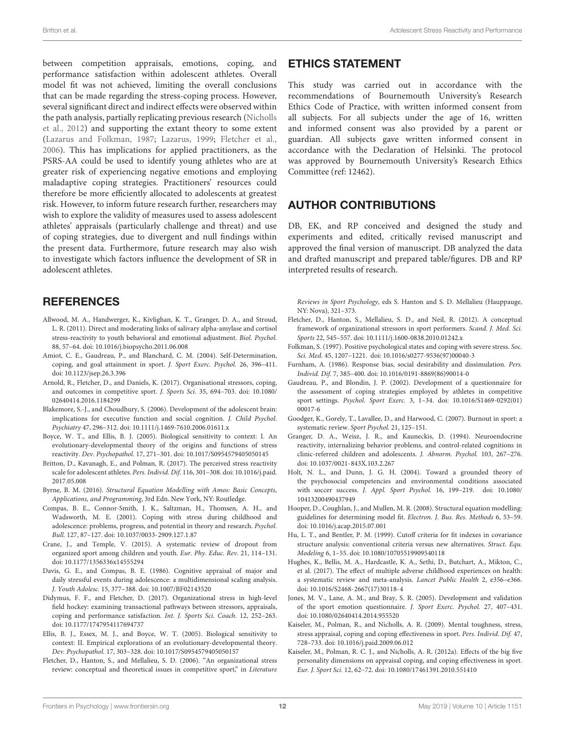between competition appraisals, emotions, coping, and performance satisfaction within adolescent athletes. Overall model fit was not achieved, limiting the overall conclusions that can be made regarding the stress-coping process. However, several significant direct and indirect effects were observed within the path analysis, partially replicating previous research (Nicholls et al., 2012) and supporting the extant theory to some extent (Lazarus and Folkman, 1987; Lazarus, 1999; Fletcher et al., 2006). This has implications for applied practitioners, as the PSRS-AA could be used to identify young athletes who are at greater risk of experiencing negative emotions and employing maladaptive coping strategies. Practitioners' resources could therefore be more efficiently allocated to adolescents at greatest risk. However, to inform future research further, researchers may wish to explore the validity of measures used to assess adolescent athletes' appraisals (particularly challenge and threat) and use of coping strategies, due to divergent and null findings within the present data. Furthermore, future research may also wish to investigate which factors influence the development of SR in adolescent athletes.

## ETHICS STATEMENT

This study was carried out in accordance with the recommendations of Bournemouth University's Research Ethics Code of Practice, with written informed consent from all subjects. For all subjects under the age of 16, written and informed consent was also provided by a parent or guardian. All subjects gave written informed consent in accordance with the Declaration of Helsinki. The protocol was approved by Bournemouth University's Research Ethics Committee (ref: 12462).

## AUTHOR CONTRIBUTIONS

DB, EK, and RP conceived and designed the study and experiments and edited, critically revised manuscript and approved the final version of manuscript. DB analyzed the data and drafted manuscript and prepared table/figures. DB and RP interpreted results of research.

## REFERENCES

Allwood, M. A., Handwerger, K., Kivlighan, K. T., Granger, D. A., and Stroud, L. R. (2011). Direct and moderating links of salivary alpha-amylase and cortisol stress-reactivity to youth behavioral and emotional adjustment. *Biol. Psychol.* 88, 57–64. doi: 10.1016/j.biopsycho.2011.06.008

Amiot, C. E., Gaudreau, P., and Blanchard, C. M. (2004). Self-Determination, coping, and goal attainment in sport. *J. Sport Exerc. Psychol.* 26, 396–411. doi: 10.1123/jsep.26.3.396

Arnold, R., Fletcher, D., and Daniels, K. (2017). Organisational stressors, coping, and outcomes in competitive sport. *J. Sports Sci.* 35, 694–703. doi: 10.1080/02640414.2016.1184299

Blakemore, S.-J., and Choudhury, S. (2006). Development of the adolescent brain: implications for executive function and social cognition. *J. Child Psychol. Psychiatry* 47, 296–312. doi: 10.1111/j.1469-7610.2006.01611.x

Boyce, W. T., and Ellis, B. J. (2005). Biological sensitivity to context: I. An evolutionary-developmental theory of the origins and functions of stress reactivity. *Dev. Psychopathol.* 17, 271–301. doi: 10.1017/S0954579405050145

Britton, D., Kavanagh, E., and Polman, R. (2017). The perceived stress reactivity scale for adolescent athletes. *Pers. Individ. Dif.* 116, 301–308. doi: 10.1016/j.paid.2017.05.008

Byrne, B. M. (2016). *Structural Equation Modelling with Amos: Basic Concepts, Applications, and Programming*, 3rd Edn. New York, NY: Routledge.

Compas, B. E., Connor-Smith, J. K., Saltzman, H., Thomsen, A. H., and Wadsworth, M. E. (2001). Coping with stress during childhood and adolescence: problems, progress, and potential in theory and research. *Psychol. Bull.* 127, 87–127. doi: 10.1037/0033-2909.127.1.87

Crane, J., and Temple, V. (2015). A systematic review of dropout from organized sport among children and youth. *Eur. Phy. Educ. Rev.* 21, 114–131. doi: 10.1177/1356336x14555294

Davis, G. E., and Compas, B. E. (1986). Cognitive appraisal of major and daily stressful events during adolescence: a multidimensional scaling analysis. *J. Youth Adolesc.* 15, 377–388. doi: 10.1007/BF02143520

Didymus, F. F., and Fletcher, D. (2017). Organizational stress in high-level field hockey: examining transactional pathways between stressors, appraisals, coping and performance satisfaction. *Int. J. Sports Sci. Coach.* 12, 252–263. doi: 10.1177/1747954117694737

Ellis, B. J., Essex, M. J., and Boyce, W. T. (2005). Biological sensitivity to context: II. Empirical explorations of an evolutionary-developmental theory. *Dev. Psychopathol.* 17, 303–328. doi: 10.1017/S0954579405050157

Fletcher, D., Hanton, S., and Mellalieu, S. D. (2006). "An organizational stress review: conceptual and theoretical issues in competitive sport," in *Literature Reviews in Sport Psychology*, eds S. Hanton and S. D. Mellalieu (Hauppauge, NY: Nova), 321–373.

Fletcher, D., Hanton, S., Mellalieu, S. D., and Neil, R. (2012). A conceptual framework of organizational stressors in sport performers. *Scand. J. Med. Sci. Sports* 22, 545–557. doi: 10.1111/j.1600-0838.2010.01242.x

Folkman, S. (1997). Positive psychological states and coping with severe stress. *Soc. Sci. Med.* 45, 1207–1221. doi: 10.1016/s0277-9536(97)00040-3

Furnham, A. (1986). Response bias, social desirability and dissimulation. *Pers. Individ. Dif.* 7, 385–400. doi: 10.1016/0191-8869(86)90014-0

Gaudreau, P., and Blondin, J. P. (2002). Development of a questionnaire for the assessment of coping strategies employed by athletes in competitive sport settings. *Psychol. Sport Exerc.* 3, 1–34. doi: 10.1016/S1469-0292(01)00017-6

Goodger, K., Gorely, T., Lavallee, D., and Harwood, C. (2007). Burnout in sport: a systematic review. *Sport Psychol.* 21, 125–151.

Granger, D. A., Weisz, J. R., and Kauneckis, D. (1994). Neuroendocrine reactivity, internalizing behavior problems, and control-related cognitions in clinic-referred children and adolescents. *J. Abnorm. Psychol.* 103, 267–276. doi: 10.1037/0021-843X.103.2.267

Holt, N. L., and Dunn, J. G. H. (2004). Toward a grounded theory of the psychosocial competencies and environmental conditions associated with soccer success. *J. Appl. Sport Psychol.* 16, 199–219. doi: 10.1080/10413200490437949

Hooper, D., Coughlan, J., and Mullen, M. R. (2008). Structural equation modelling: guidelines for determining model fit. *Electron. J. Bus. Res. Methods* 6, 53–59. doi: 10.1016/j.acap.2015.07.001

Hu, L. T., and Bentler, P. M. (1999). Cutoff criteria for fit indexes in covariance structure analysis: conventional criteria versus new alternatives. *Struct. Equ. Modeling* 6, 1–55. doi: 10.1080/10705519909540118

Hughes, K., Bellis, M. A., Hardcastle, K. A., Sethi, D., Butchart, A., Mikton, C., et al. (2017). The effect of multiple adverse childhood experiences on health: a systematic review and meta-analysis. *Lancet Public Health* 2, e356–e366. doi: 10.1016/S2468-2667(17)30118-4

Jones, M. V., Lane, A. M., and Bray, S. R. (2005). Development and validation of the sport emotion questionnaire. *J. Sport Exerc. Psychol.* 27, 407–431. doi: 10.1080/02640414.2014.955520

Kaiseler, M., Polman, R., and Nicholls, A. R. (2009). Mental toughness, stress, stress appraisal, coping and coping effectiveness in sport. *Pers. Individ. Dif.* 47, 728–733. doi: 10.1016/j.paid.2009.06.012

Kaiseler, M., Polman, R. C. J., and Nicholls, A. R. (2012a). Effects of the big five personality dimensions on appraisal coping, and coping effectiveness in sport. *Eur. J. Sport Sci.* 12, 62–72. doi: 10.1080/17461391.2010.551410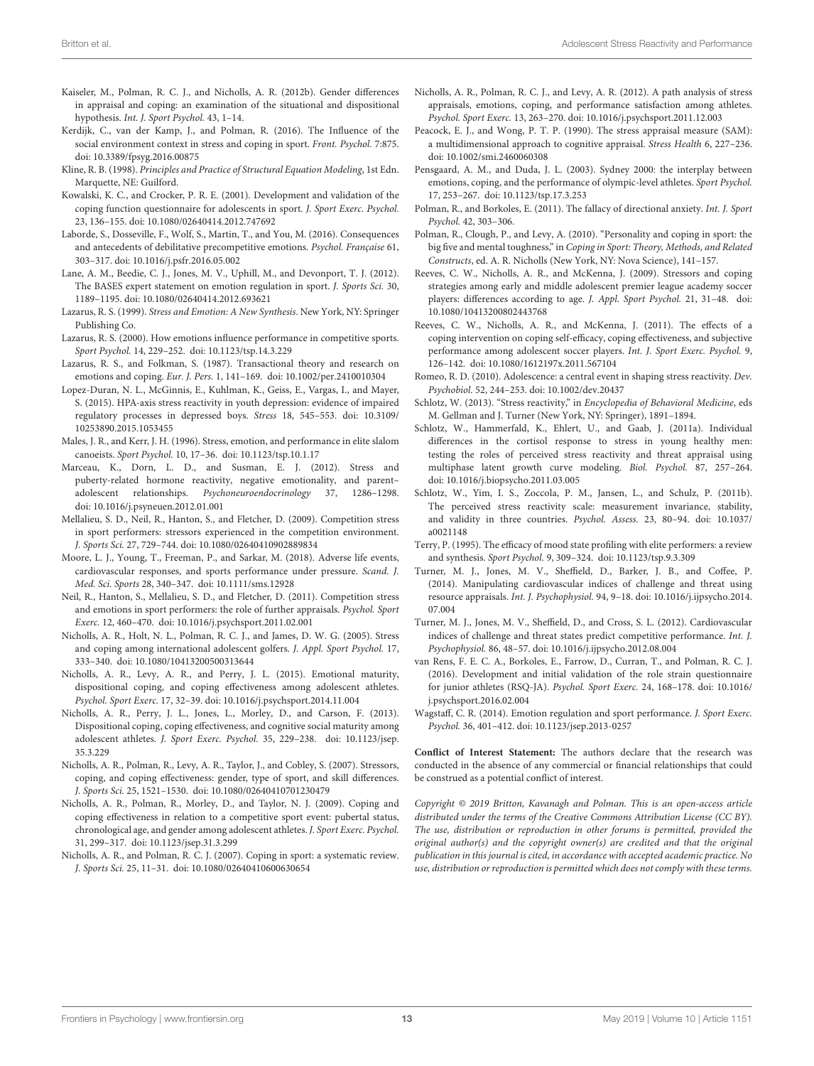Kaiseler, M., Polman, R. C. J., and Nicholls, A. R. (2012b). Gender differences in appraisal and coping: an examination of the situational and dispositional hypothesis. *Int. J. Sport Psychol.* 43, 1–14.

Kerdijk, C., van der Kamp, J., and Polman, R. (2016). The Influence of the social environment context in stress and coping in sport. *Front. Psychol.* 7:875. doi: 10.3389/fpsyg.2016.00875

Kline, R. B. (1998). *Principles and Practice of Structural Equation Modeling*, 1st Edn. Marquette, NE: Guilford.

Kowalski, K. C., and Crocker, P. R. E. (2001). Development and validation of the coping function questionnaire for adolescents in sport. *J. Sport Exerc. Psychol.* 23, 136–155. doi: 10.1080/02640414.2012.747692

Laborde, S., Dosseville, F., Wolf, S., Martin, T., and You, M. (2016). Consequences and antecedents of debilitative precompetitive emotions. *Psychol. Française* 61, 303–317. doi: 10.1016/j.psfr.2016.05.002

Lane, A. M., Beedie, C. J., Jones, M. V., Uphill, M., and Devonport, T. J. (2012). The BASES expert statement on emotion regulation in sport. *J. Sports Sci.* 30, 1189–1195. doi: 10.1080/02640414.2012.693621

Lazarus, R. S. (1999). *Stress and Emotion: A New Synthesis*. New York, NY: Springer Publishing Co.

Lazarus, R. S. (2000). How emotions influence performance in competitive sports. *Sport Psychol.* 14, 229–252. doi: 10.1123/tsp.14.3.229

Lazarus, R. S., and Folkman, S. (1987). Transactional theory and research on emotions and coping. *Eur. J. Pers.* 1, 141–169. doi: 10.1002/per.2410010304

Lopez-Duran, N. L., McGinnis, E., Kuhlman, K., Geiss, E., Vargas, I., and Mayer, S. (2015). HPA-axis stress reactivity in youth depression: evidence of impaired regulatory processes in depressed boys. *Stress* 18, 545–553. doi: 10.3109/10253890.2015.1053455

Males, J. R., and Kerr, J. H. (1996). Stress, emotion, and performance in elite slalom canoeists. *Sport Psychol.* 10, 17–36. doi: 10.1123/tsp.10.1.17

Marceau, K., Dorn, L. D., and Susman, E. J. (2012). Stress and puberty-related hormone reactivity, negative emotionality, and parent–adolescent relationships. *Psychoneuroendocrinology* 37, 1286–1298. doi: 10.1016/j.psyneuen.2012.01.001

Mellalieu, S. D., Neil, R., Hanton, S., and Fletcher, D. (2009). Competition stress in sport performers: stressors experienced in the competition environment. *J. Sports Sci.* 27, 729–744. doi: 10.1080/02640410902889834

Moore, L. J., Young, T., Freeman, P., and Sarkar, M. (2018). Adverse life events, cardiovascular responses, and sports performance under pressure. *Scand. J. Med. Sci. Sports* 28, 340–347. doi: 10.1111/sms.12928

Neil, R., Hanton, S., Mellalieu, S. D., and Fletcher, D. (2011). Competition stress and emotions in sport performers: the role of further appraisals. *Psychol. Sport Exerc.* 12, 460–470. doi: 10.1016/j.psychsport.2011.02.001

Nicholls, A. R., Holt, N. L., Polman, R. C. J., and James, D. W. G. (2005). Stress and coping among international adolescent golfers. *J. Appl. Sport Psychol.* 17, 333–340. doi: 10.1080/10413200500313644

Nicholls, A. R., Levy, A. R., and Perry, J. L. (2015). Emotional maturity, dispositional coping, and coping effectiveness among adolescent athletes. *Psychol. Sport Exerc.* 17, 32–39. doi: 10.1016/j.psychsport.2014.11.004

Nicholls, A. R., Perry, J. L., Jones, L., Morley, D., and Carson, F. (2013). Dispositional coping, coping effectiveness, and cognitive social maturity among adolescent athletes. *J. Sport Exerc. Psychol.* 35, 229–238. doi: 10.1123/jsep.35.3.229

Nicholls, A. R., Polman, R., Levy, A. R., Taylor, J., and Cobley, S. (2007). Stressors, coping, and coping effectiveness: gender, type of sport, and skill differences. *J. Sports Sci.* 25, 1521–1530. doi: 10.1080/02640410701230479

Nicholls, A. R., Polman, R., Morley, D., and Taylor, N. J. (2009). Coping and coping effectiveness in relation to a competitive sport event: pubertal status, chronological age, and gender among adolescent athletes. *J. Sport Exerc. Psychol.* 31, 299–317. doi: 10.1123/jsep.31.3.299

Nicholls, A. R., and Polman, R. C. J. (2007). Coping in sport: a systematic review. *J. Sports Sci.* 25, 11–31. doi: 10.1080/02640410600630654

Nicholls, A. R., Polman, R. C. J., and Levy, A. R. (2012). A path analysis of stress appraisals, emotions, coping, and performance satisfaction among athletes. *Psychol. Sport Exerc.* 13, 263–270. doi: 10.1016/j.psychsport.2011.12.003

Peacock, E. J., and Wong, P. T. P. (1990). The stress appraisal measure (SAM): a multidimensional approach to cognitive appraisal. *Stress Health* 6, 227–236. doi: 10.1002/smi.2460060308

Pensgaard, A. M., and Duda, J. L. (2003). Sydney 2000: the interplay between emotions, coping, and the performance of olympic-level athletes. *Sport Psychol.* 17, 253–267. doi: 10.1123/tsp.17.3.253

Polman, R., and Borkoles, E. (2011). The fallacy of directional anxiety. *Int. J. Sport Psychol.* 42, 303–306.

Polman, R., Clough, P., and Levy, A. (2010). "Personality and coping in sport: the big five and mental toughness," in *Coping in Sport: Theory, Methods, and Related Constructs*, ed. A. R. Nicholls (New York, NY: Nova Science), 141–157.

Reeves, C. W., Nicholls, A. R., and McKenna, J. (2009). Stressors and coping strategies among early and middle adolescent premier league academy soccer players: differences according to age. *J. Appl. Sport Psychol.* 21, 31–48. doi: 10.1080/10413200802443768

Reeves, C. W., Nicholls, A. R., and McKenna, J. (2011). The effects of a coping intervention on coping self-efficacy, coping effectiveness, and subjective performance among adolescent soccer players. *Int. J. Sport Exerc. Psychol.* 9, 126–142. doi: 10.1080/1612197x.2011.567104

Romeo, R. D. (2010). Adolescence: a central event in shaping stress reactivity. *Dev. Psychobiol.* 52, 244–253. doi: 10.1002/dev.20437

Schlotz, W. (2013). "Stress reactivity," in *Encyclopedia of Behavioral Medicine*, eds M. Gellman and J. Turner (New York, NY: Springer), 1891–1894.

Schlotz, W., Hammerfald, K., Ehlert, U., and Gaab, J. (2011a). Individual differences in the cortisol response to stress in young healthy men: testing the roles of perceived stress reactivity and threat appraisal using multiphase latent growth curve modeling. *Biol. Psychol.* 87, 257–264. doi: 10.1016/j.biopsycho.2011.03.005

Schlotz, W., Yim, I. S., Zoccola, P. M., Jansen, L., and Schulz, P. (2011b). The perceived stress reactivity scale: measurement invariance, stability, and validity in three countries. *Psychol. Assess.* 23, 80–94. doi: 10.1037/a0021148

Terry, P. (1995). The efficacy of mood state profiling with elite performers: a review and synthesis. *Sport Psychol.* 9, 309–324. doi: 10.1123/tsp.9.3.309

Turner, M. J., Jones, M. V., Sheffield, D., Barker, J. B., and Coffee, P. (2014). Manipulating cardiovascular indices of challenge and threat using resource appraisals. *Int. J. Psychophysiol.* 94, 9–18. doi: 10.1016/j.ijpsycho.2014.07.004

Turner, M. J., Jones, M. V., Sheffield, D., and Cross, S. L. (2012). Cardiovascular indices of challenge and threat states predict competitive performance. *Int. J. Psychophysiol.* 86, 48–57. doi: 10.1016/j.ijpsycho.2012.08.004

van Rens, F. E. C. A., Borkoles, E., Farrow, D., Curran, T., and Polman, R. C. J. (2016). Development and initial validation of the role strain questionnaire for junior athletes (RSQ-JA). *Psychol. Sport Exerc.* 24, 168–178. doi: 10.1016/j.psychsport.2016.02.004

Wagstaff, C. R. (2014). Emotion regulation and sport performance. *J. Sport Exerc. Psychol.* 36, 401–412. doi: 10.1123/jsep.2013-0257

**Conflict of Interest Statement:** The authors declare that the research was conducted in the absence of any commercial or financial relationships that could be construed as a potential conflict of interest.

*Copyright © 2019 Britton, Kavanagh and Polman. This is an open-access article distributed under the terms of the Creative Commons Attribution License (CC BY). The use, distribution or reproduction in other forums is permitted, provided the original author(s) and the copyright owner(s) are credited and that the original publication in this journal is cited, in accordance with accepted academic practice. No use, distribution or reproduction is permitted which does not comply with these terms.*